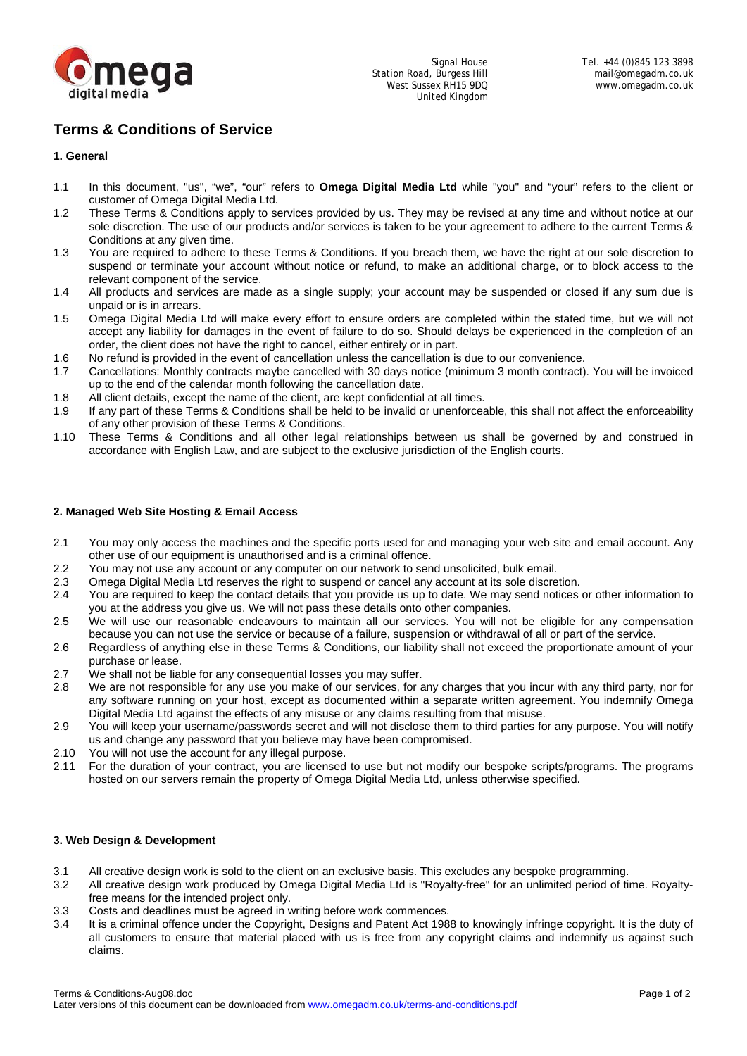Signal House
Station Road, Burgess Hill
West Sussex RH15 9DQ
United Kingdom

Tel. +44 (0)845 123 3898
mail@omegadm.co.uk
www.omegadm.co.uk

# Terms & Conditions of Service

## 1. General

1.1 In this document, "us", "we", "our" refers to **Omega Digital Media Ltd** while "you" and "your" refers to the client or customer of Omega Digital Media Ltd.

1.2 These Terms & Conditions apply to services provided by us. They may be revised at any time and without notice at our sole discretion. The use of our products and/or services is taken to be your agreement to adhere to the current Terms & Conditions at any given time.

1.3 You are required to adhere to these Terms & Conditions. If you breach them, we have the right at our sole discretion to suspend or terminate your account without notice or refund, to make an additional charge, or to block access to the relevant component of the service.

1.4 All products and services are made as a single supply; your account may be suspended or closed if any sum due is unpaid or is in arrears.

1.5 Omega Digital Media Ltd will make every effort to ensure orders are completed within the stated time, but we will not accept any liability for damages in the event of failure to do so. Should delays be experienced in the completion of an order, the client does not have the right to cancel, either entirely or in part.

1.6 No refund is provided in the event of cancellation unless the cancellation is due to our convenience.

1.7 Cancellations: Monthly contracts maybe cancelled with 30 days notice (minimum 3 month contract). You will be invoiced up to the end of the calendar month following the cancellation date.

1.8 All client details, except the name of the client, are kept confidential at all times.

1.9 If any part of these Terms & Conditions shall be held to be invalid or unenforceable, this shall not affect the enforceability of any other provision of these Terms & Conditions.

1.10 These Terms & Conditions and all other legal relationships between us shall be governed by and construed in accordance with English Law, and are subject to the exclusive jurisdiction of the English courts.

## 2. Managed Web Site Hosting & Email Access

2.1 You may only access the machines and the specific ports used for and managing your web site and email account. Any other use of our equipment is unauthorised and is a criminal offence.

2.2 You may not use any account or any computer on our network to send unsolicited, bulk email.

2.3 Omega Digital Media Ltd reserves the right to suspend or cancel any account at its sole discretion.

2.4 You are required to keep the contact details that you provide us up to date. We may send notices or other information to you at the address you give us. We will not pass these details onto other companies.

2.5 We will use our reasonable endeavours to maintain all our services. You will not be eligible for any compensation because you can not use the service or because of a failure, suspension or withdrawal of all or part of the service.

2.6 Regardless of anything else in these Terms & Conditions, our liability shall not exceed the proportionate amount of your purchase or lease.

2.7 We shall not be liable for any consequential losses you may suffer.

2.8 We are not responsible for any use you make of our services, for any charges that you incur with any third party, nor for any software running on your host, except as documented within a separate written agreement. You indemnify Omega Digital Media Ltd against the effects of any misuse or any claims resulting from that misuse.

2.9 You will keep your username/passwords secret and will not disclose them to third parties for any purpose. You will notify us and change any password that you believe may have been compromised.

2.10 You will not use the account for any illegal purpose.

2.11 For the duration of your contract, you are licensed to use but not modify our bespoke scripts/programs. The programs hosted on our servers remain the property of Omega Digital Media Ltd, unless otherwise specified.

## 3. Web Design & Development

3.1 All creative design work is sold to the client on an exclusive basis. This excludes any bespoke programming.

3.2 All creative design work produced by Omega Digital Media Ltd is "Royalty-free" for an unlimited period of time. Royalty-free means for the intended project only.

3.3 Costs and deadlines must be agreed in writing before work commences.

3.4 It is a criminal offence under the Copyright, Designs and Patent Act 1988 to knowingly infringe copyright. It is the duty of all customers to ensure that material placed with us is free from any copyright claims and indemnify us against such claims.

Terms & Conditions-Aug08.doc
Later versions of this document can be downloaded from www.omegadm.co.uk/terms-and-conditions.pdf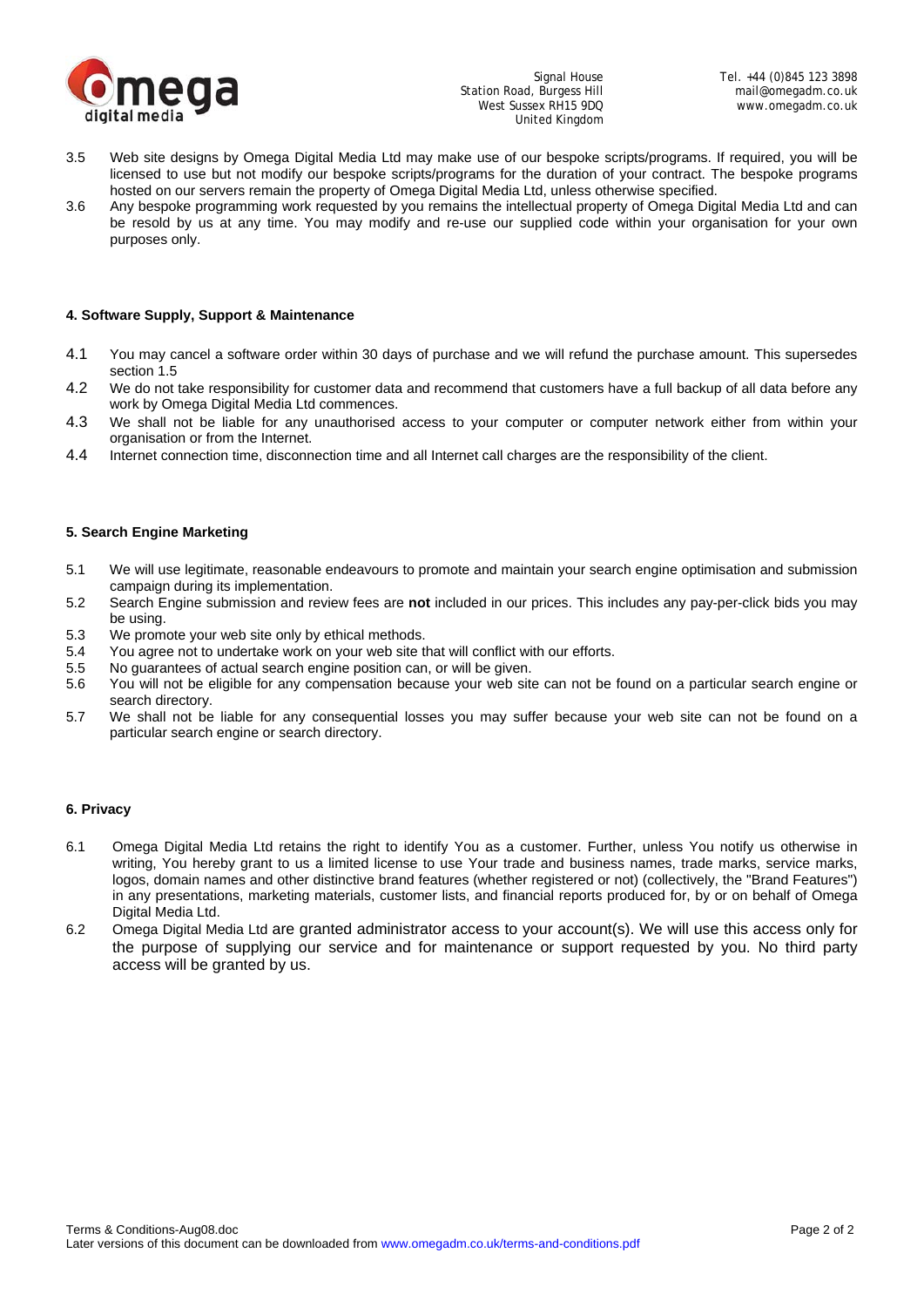3.5 Web site designs by Omega Digital Media Ltd may make use of our bespoke scripts/programs. If required, you will be licensed to use but not modify our bespoke scripts/programs for the duration of your contract. The bespoke programs hosted on our servers remain the property of Omega Digital Media Ltd, unless otherwise specified.

3.6 Any bespoke programming work requested by you remains the intellectual property of Omega Digital Media Ltd and can be resold by us at any time. You may modify and re-use our supplied code within your organisation for your own purposes only.

#### 4. Software Supply, Support & Maintenance

4.1 You may cancel a software order within 30 days of purchase and we will refund the purchase amount. This supersedes section 1.5

4.2 We do not take responsibility for customer data and recommend that customers have a full backup of all data before any work by Omega Digital Media Ltd commences.

4.3 We shall not be liable for any unauthorised access to your computer or computer network either from within your organisation or from the Internet.

4.4 Internet connection time, disconnection time and all Internet call charges are the responsibility of the client.

#### 5. Search Engine Marketing

5.1 We will use legitimate, reasonable endeavours to promote and maintain your search engine optimisation and submission campaign during its implementation.

5.2 Search Engine submission and review fees are **not** included in our prices. This includes any pay-per-click bids you may be using.

5.3 We promote your web site only by ethical methods.

5.4 You agree not to undertake work on your web site that will conflict with our efforts.

5.5 No guarantees of actual search engine position can, or will be given.

5.6 You will not be eligible for any compensation because your web site can not be found on a particular search engine or search directory.

5.7 We shall not be liable for any consequential losses you may suffer because your web site can not be found on a particular search engine or search directory.

#### 6. Privacy

6.1 Omega Digital Media Ltd retains the right to identify You as a customer. Further, unless You notify us otherwise in writing, You hereby grant to us a limited license to use Your trade and business names, trade marks, service marks, logos, domain names and other distinctive brand features (whether registered or not) (collectively, the "Brand Features") in any presentations, marketing materials, customer lists, and financial reports produced for, by or on behalf of Omega Digital Media Ltd.

6.2 Omega Digital Media Ltd are granted administrator access to your account(s). We will use this access only for the purpose of supplying our service and for maintenance or support requested by you. No third party access will be granted by us.